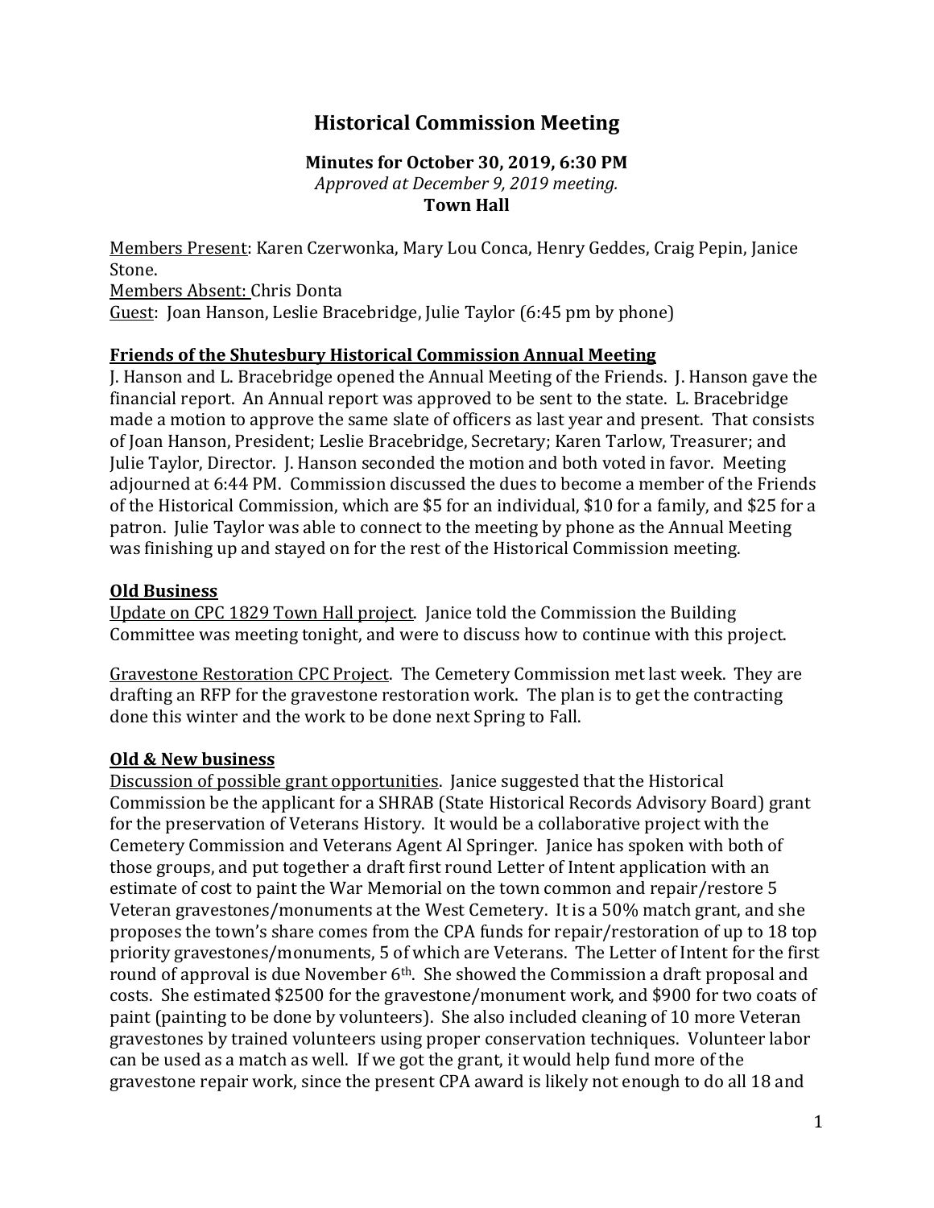# Historical Commission Meeting

**Minutes for October 30, 2019, 6:30 PM**
*Approved at December 9, 2019 meeting.*
**Town Hall**

Members Present: Karen Czerwonka, Mary Lou Conca, Henry Geddes, Craig Pepin, Janice Stone.
Members Absent: Chris Donta
Guest: Joan Hanson, Leslie Bracebridge, Julie Taylor (6:45 pm by phone)

## Friends of the Shutesbury Historical Commission Annual Meeting

J. Hanson and L. Bracebridge opened the Annual Meeting of the Friends. J. Hanson gave the financial report. An Annual report was approved to be sent to the state. L. Bracebridge made a motion to approve the same slate of officers as last year and present. That consists of Joan Hanson, President; Leslie Bracebridge, Secretary; Karen Tarlow, Treasurer; and Julie Taylor, Director. J. Hanson seconded the motion and both voted in favor. Meeting adjourned at 6:44 PM. Commission discussed the dues to become a member of the Friends of the Historical Commission, which are $5 for an individual, $10 for a family, and $25 for a patron. Julie Taylor was able to connect to the meeting by phone as the Annual Meeting was finishing up and stayed on for the rest of the Historical Commission meeting.

## Old Business

Update on CPC 1829 Town Hall project. Janice told the Commission the Building Committee was meeting tonight, and were to discuss how to continue with this project.

Gravestone Restoration CPC Project. The Cemetery Commission met last week. They are drafting an RFP for the gravestone restoration work. The plan is to get the contracting done this winter and the work to be done next Spring to Fall.

## Old & New business

Discussion of possible grant opportunities. Janice suggested that the Historical Commission be the applicant for a SHRAB (State Historical Records Advisory Board) grant for the preservation of Veterans History. It would be a collaborative project with the Cemetery Commission and Veterans Agent Al Springer. Janice has spoken with both of those groups, and put together a draft first round Letter of Intent application with an estimate of cost to paint the War Memorial on the town common and repair/restore 5 Veteran gravestones/monuments at the West Cemetery. It is a 50% match grant, and she proposes the town's share comes from the CPA funds for repair/restoration of up to 18 top priority gravestones/monuments, 5 of which are Veterans. The Letter of Intent for the first round of approval is due November 6th. She showed the Commission a draft proposal and costs. She estimated $2500 for the gravestone/monument work, and $900 for two coats of paint (painting to be done by volunteers). She also included cleaning of 10 more Veteran gravestones by trained volunteers using proper conservation techniques. Volunteer labor can be used as a match as well. If we got the grant, it would help fund more of the gravestone repair work, since the present CPA award is likely not enough to do all 18 and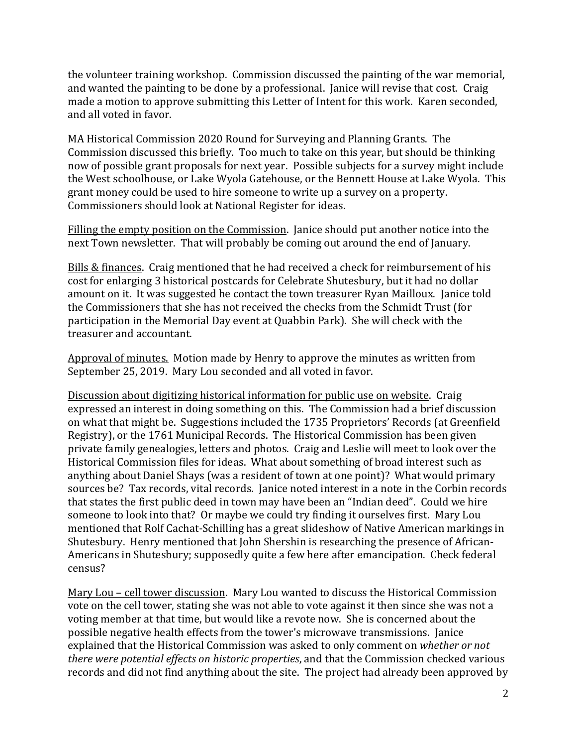the volunteer training workshop. Commission discussed the painting of the war memorial, and wanted the painting to be done by a professional. Janice will revise that cost. Craig made a motion to approve submitting this Letter of Intent for this work. Karen seconded, and all voted in favor.

MA Historical Commission 2020 Round for Surveying and Planning Grants. The Commission discussed this briefly. Too much to take on this year, but should be thinking now of possible grant proposals for next year. Possible subjects for a survey might include the West schoolhouse, or Lake Wyola Gatehouse, or the Bennett House at Lake Wyola. This grant money could be used to hire someone to write up a survey on a property. Commissioners should look at National Register for ideas.

<u>Filling the empty position on the Commission</u>. Janice should put another notice into the next Town newsletter. That will probably be coming out around the end of January.

<u>Bills & finances</u>. Craig mentioned that he had received a check for reimbursement of his cost for enlarging 3 historical postcards for Celebrate Shutesbury, but it had no dollar amount on it. It was suggested he contact the town treasurer Ryan Mailloux. Janice told the Commissioners that she has not received the checks from the Schmidt Trust (for participation in the Memorial Day event at Quabbin Park). She will check with the treasurer and accountant.

<u>Approval of minutes.</u> Motion made by Henry to approve the minutes as written from September 25, 2019. Mary Lou seconded and all voted in favor.

<u>Discussion about digitizing historical information for public use on website</u>. Craig expressed an interest in doing something on this. The Commission had a brief discussion on what that might be. Suggestions included the 1735 Proprietors' Records (at Greenfield Registry), or the 1761 Municipal Records. The Historical Commission has been given private family genealogies, letters and photos. Craig and Leslie will meet to look over the Historical Commission files for ideas. What about something of broad interest such as anything about Daniel Shays (was a resident of town at one point)? What would primary sources be? Tax records, vital records. Janice noted interest in a note in the Corbin records that states the first public deed in town may have been an "Indian deed". Could we hire someone to look into that? Or maybe we could try finding it ourselves first. Mary Lou mentioned that Rolf Cachat-Schilling has a great slideshow of Native American markings in Shutesbury. Henry mentioned that John Shershin is researching the presence of African-Americans in Shutesbury; supposedly quite a few here after emancipation. Check federal census?

<u>Mary Lou – cell tower discussion</u>. Mary Lou wanted to discuss the Historical Commission vote on the cell tower, stating she was not able to vote against it then since she was not a voting member at that time, but would like a revote now. She is concerned about the possible negative health effects from the tower's microwave transmissions. Janice explained that the Historical Commission was asked to only comment on *whether or not there were potential effects on historic properties*, and that the Commission checked various records and did not find anything about the site. The project had already been approved by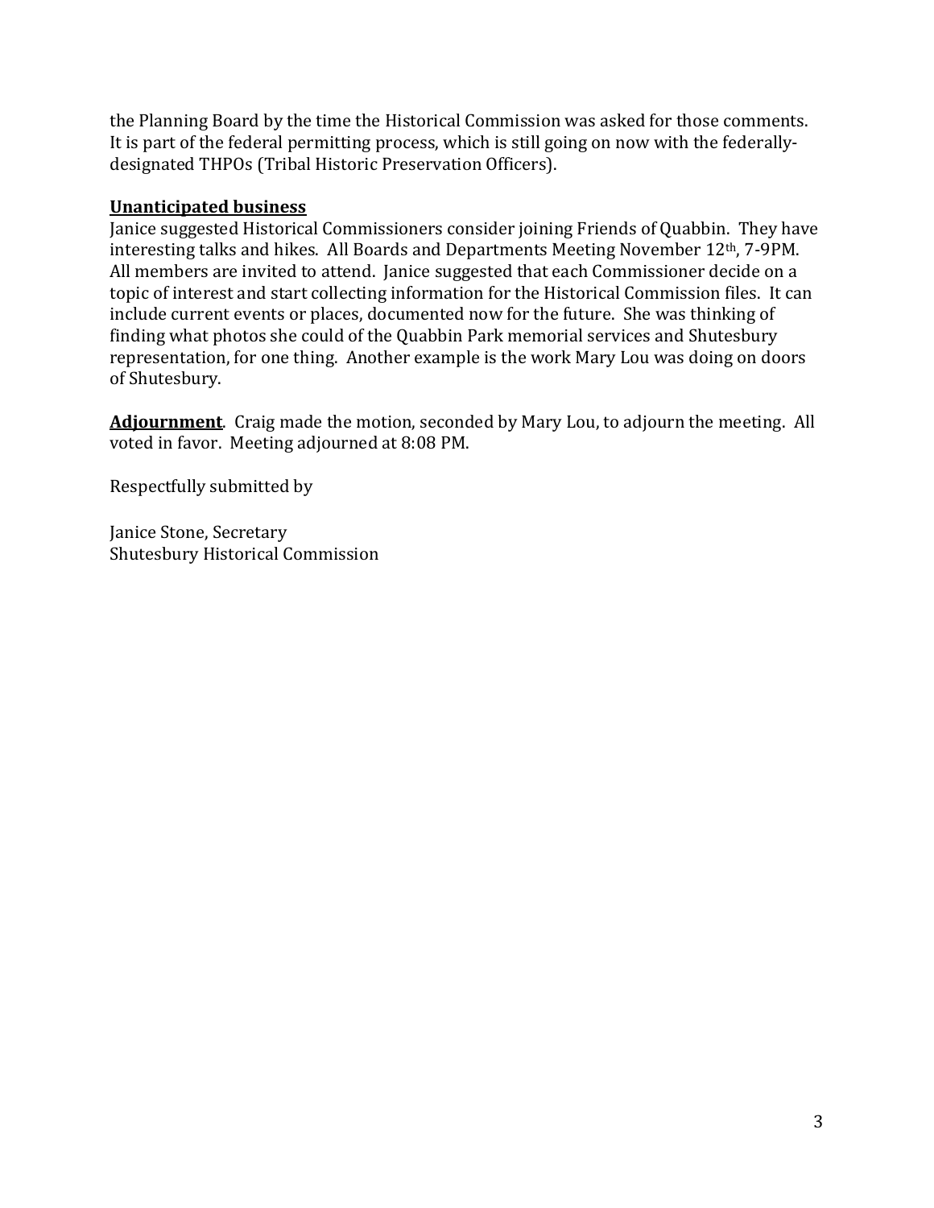the Planning Board by the time the Historical Commission was asked for those comments. It is part of the federal permitting process, which is still going on now with the federally-designated THPOs (Tribal Historic Preservation Officers).

**Unanticipated business**
Janice suggested Historical Commissioners consider joining Friends of Quabbin. They have interesting talks and hikes. All Boards and Departments Meeting November 12th, 7-9PM. All members are invited to attend. Janice suggested that each Commissioner decide on a topic of interest and start collecting information for the Historical Commission files. It can include current events or places, documented now for the future. She was thinking of finding what photos she could of the Quabbin Park memorial services and Shutesbury representation, for one thing. Another example is the work Mary Lou was doing on doors of Shutesbury.

**Adjournment**. Craig made the motion, seconded by Mary Lou, to adjourn the meeting. All voted in favor. Meeting adjourned at 8:08 PM.

Respectfully submitted by

Janice Stone, Secretary
Shutesbury Historical Commission